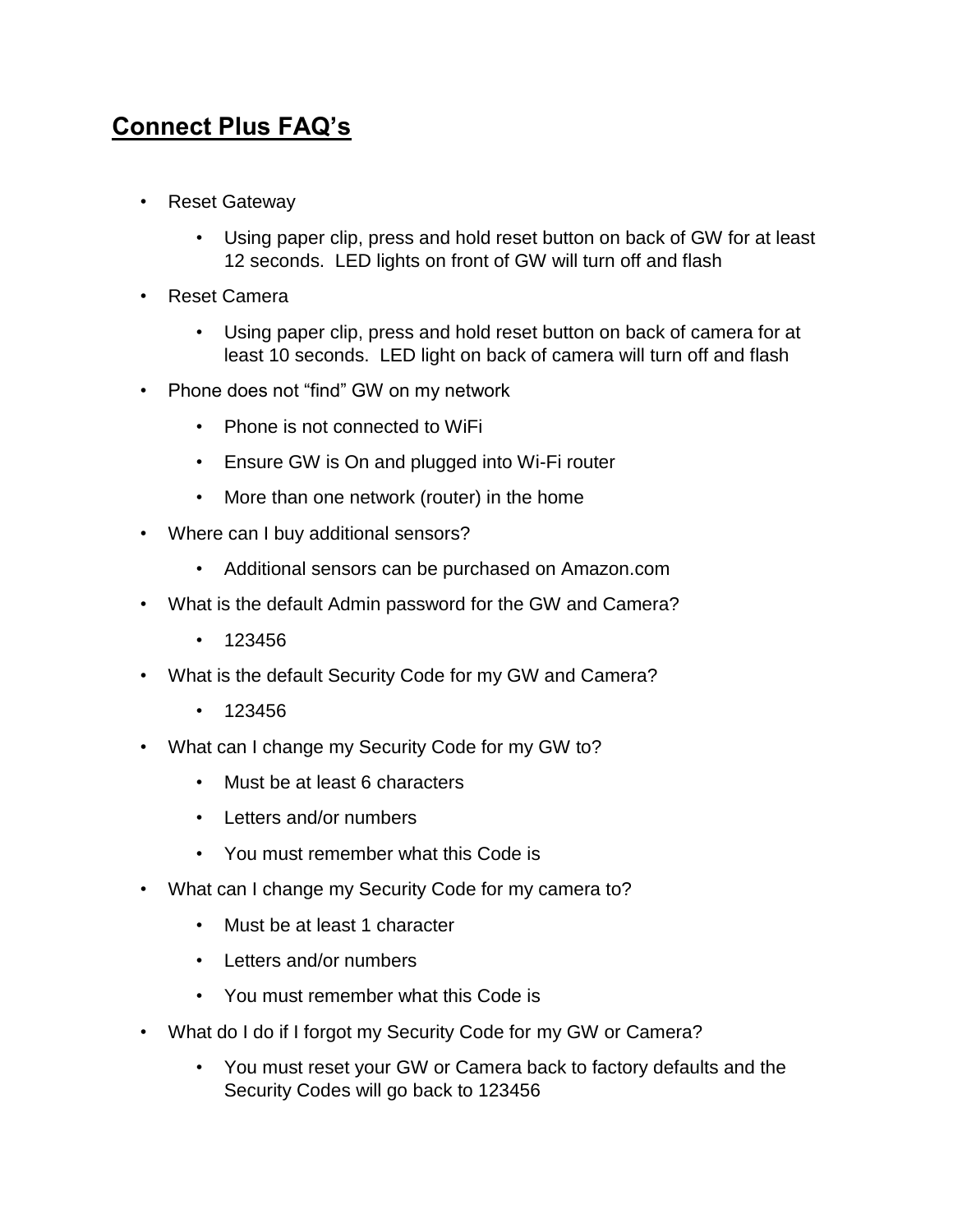# Connect Plus FAQ's

- Reset Gateway
    - Using paper clip, press and hold reset button on back of GW for at least 12 seconds. LED lights on front of GW will turn off and flash
- Reset Camera
    - Using paper clip, press and hold reset button on back of camera for at least 10 seconds. LED light on back of camera will turn off and flash
- Phone does not "find" GW on my network
    - Phone is not connected to WiFi
    - Ensure GW is On and plugged into Wi-Fi router
    - More than one network (router) in the home
- Where can I buy additional sensors?
    - Additional sensors can be purchased on Amazon.com
- What is the default Admin password for the GW and Camera?
    - 123456
- What is the default Security Code for my GW and Camera?
    - 123456
- What can I change my Security Code for my GW to?
    - Must be at least 6 characters
    - Letters and/or numbers
    - You must remember what this Code is
- What can I change my Security Code for my camera to?
    - Must be at least 1 character
    - Letters and/or numbers
    - You must remember what this Code is
- What do I do if I forgot my Security Code for my GW or Camera?
    - You must reset your GW or Camera back to factory defaults and the Security Codes will go back to 123456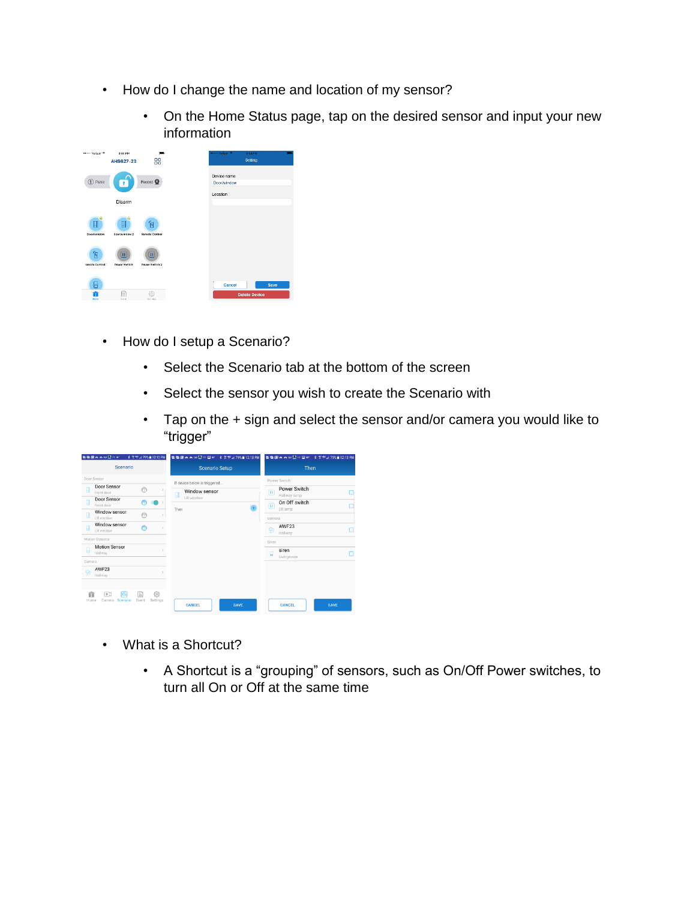- How do I change the name and location of my sensor?
  - On the Home Status page, tap on the desired sensor and input your new information

- How do I setup a Scenario?
  - Select the Scenario tab at the bottom of the screen
  - Select the sensor you wish to create the Scenario with
  - Tap on the + sign and select the sensor and/or camera you would like to "trigger"

- What is a Shortcut?
  - A Shortcut is a "grouping" of sensors, such as On/Off Power switches, to turn all On or Off at the same time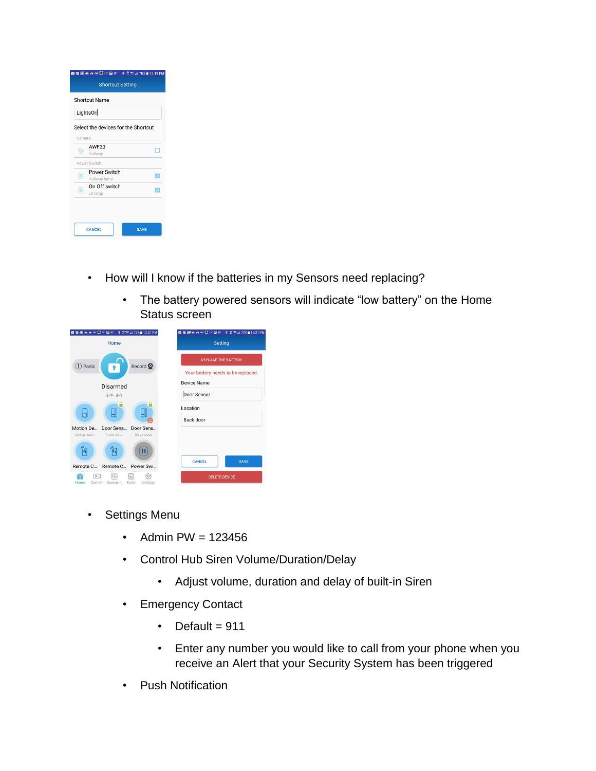- How will I know if the batteries in my Sensors need replacing?
    - The battery powered sensors will indicate "low battery" on the Home Status screen

- Settings Menu
    - Admin PW = 123456
    - Control Hub Siren Volume/Duration/Delay
        - Adjust volume, duration and delay of built-in Siren
    - Emergency Contact
        - Default = 911
        - Enter any number you would like to call from your phone when you receive an Alert that your Security System has been triggered
    - Push Notification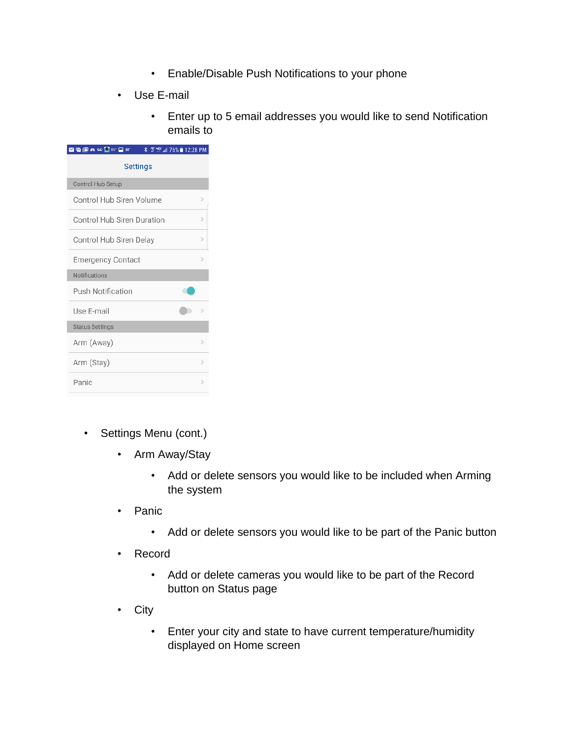- Enable/Disable Push Notifications to your phone
  - Use E-mail
    - Enter up to 5 email addresses you would like to send Notification emails to

- Settings Menu (cont.)
  - Arm Away/Stay
    - Add or delete sensors you would like to be included when Arming the system
  - Panic
    - Add or delete sensors you would like to be part of the Panic button
  - Record
    - Add or delete cameras you would like to be part of the Record button on Status page
  - City
    - Enter your city and state to have current temperature/humidity displayed on Home screen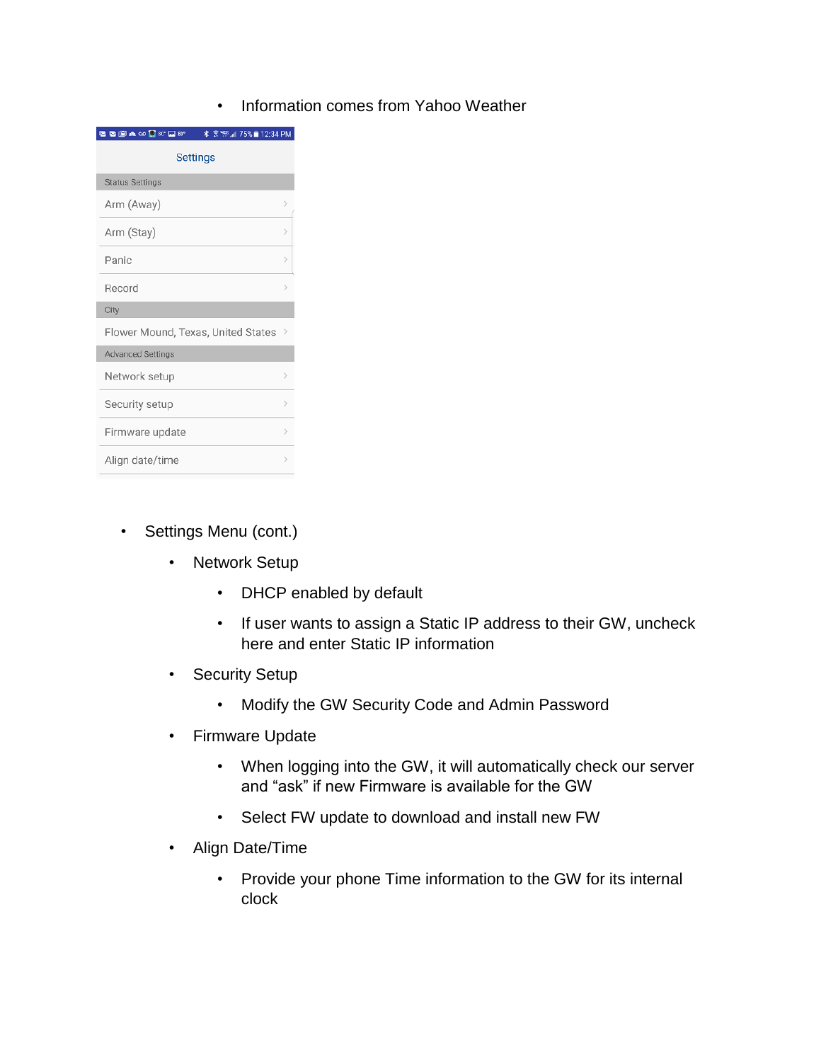- Information comes from Yahoo Weather

Settings

Status Settings
- Arm (Away)
- Arm (Stay)
- Panic
- Record

City
- Flower Mound, Texas, United States

Advanced Settings
- Network setup
- Security setup
- Firmware update
- Align date/time

- Settings Menu (cont.)
  - Network Setup
    - DHCP enabled by default
    - If user wants to assign a Static IP address to their GW, uncheck here and enter Static IP information
  - Security Setup
    - Modify the GW Security Code and Admin Password
  - Firmware Update
    - When logging into the GW, it will automatically check our server and "ask" if new Firmware is available for the GW
    - Select FW update to download and install new FW
  - Align Date/Time
    - Provide your phone Time information to the GW for its internal clock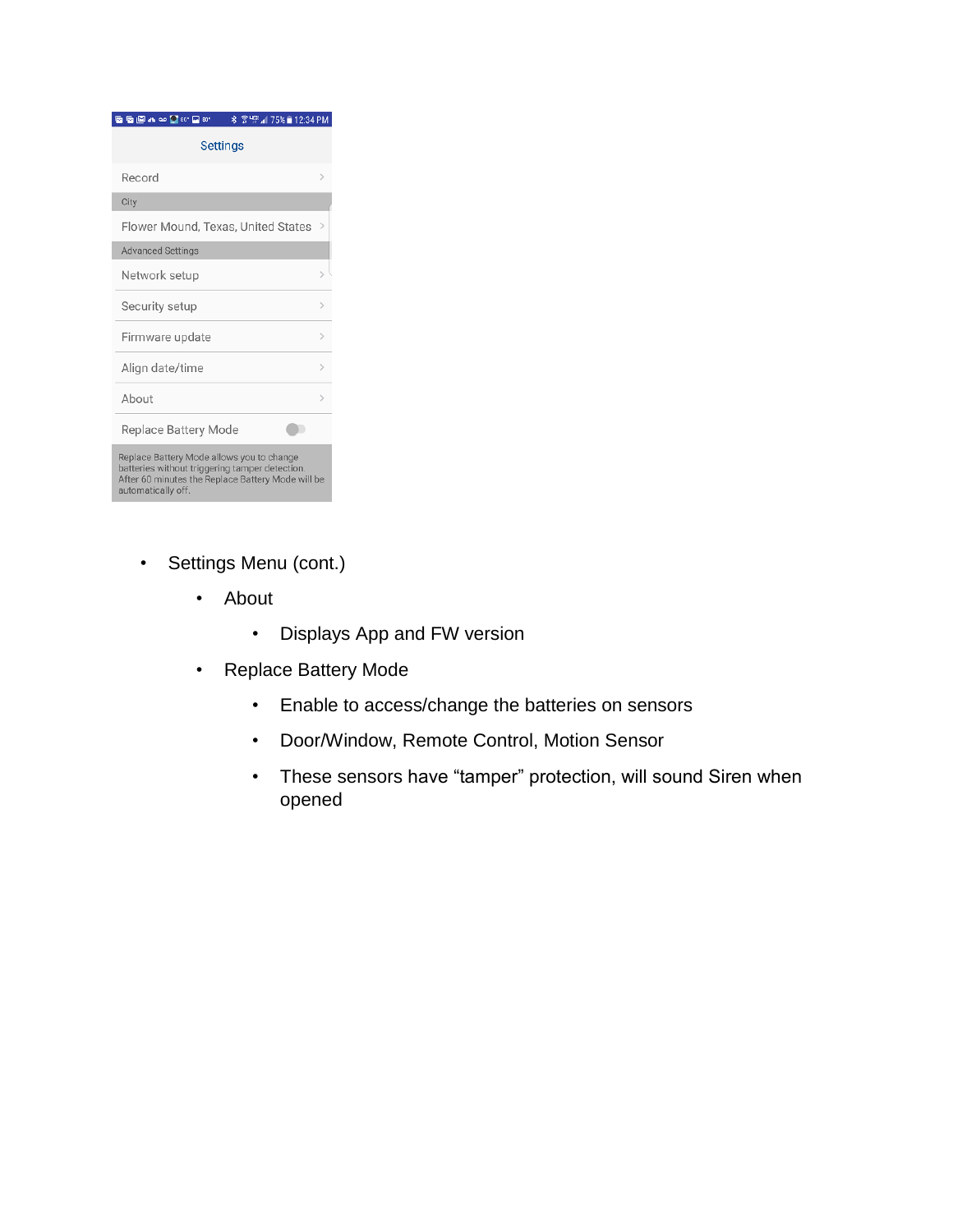- Settings Menu (cont.)
  - About
    - Displays App and FW version
  - Replace Battery Mode
    - Enable to access/change the batteries on sensors
    - Door/Window, Remote Control, Motion Sensor
    - These sensors have “tamper” protection, will sound Siren when opened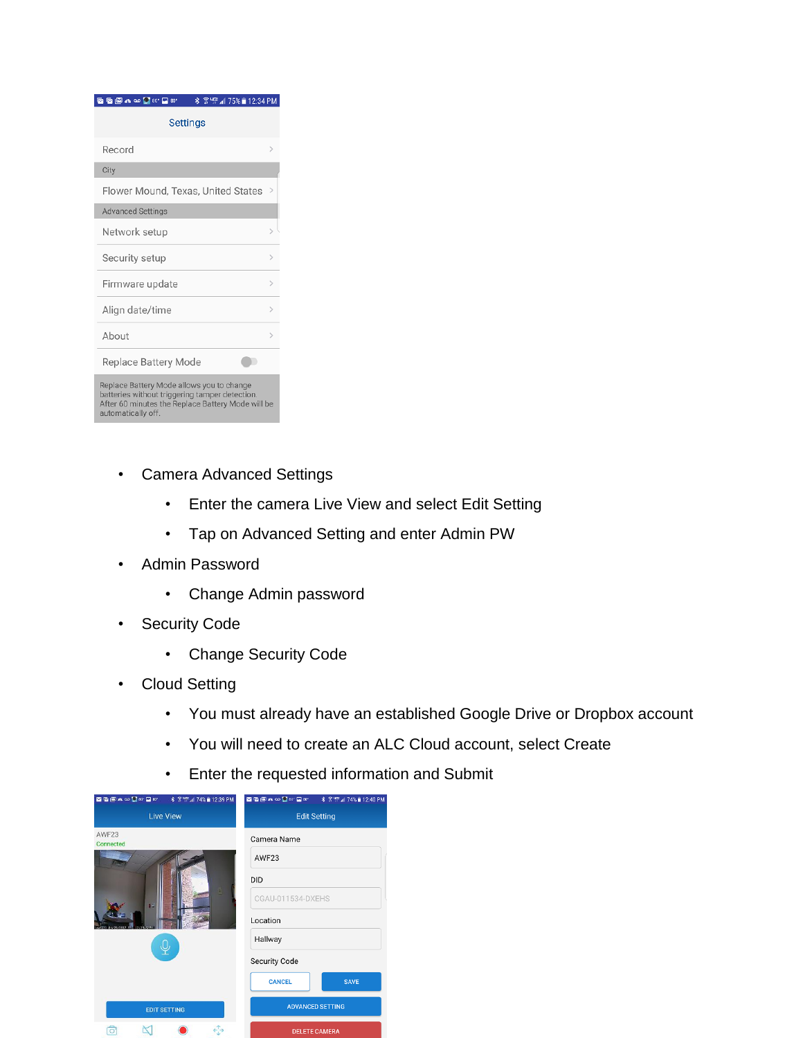- Camera Advanced Settings
    - Enter the camera Live View and select Edit Setting
    - Tap on Advanced Setting and enter Admin PW
- Admin Password
    - Change Admin password
- Security Code
    - Change Security Code
- Cloud Setting
    - You must already have an established Google Drive or Dropbox account
    - You will need to create an ALC Cloud account, select Create
    - Enter the requested information and Submit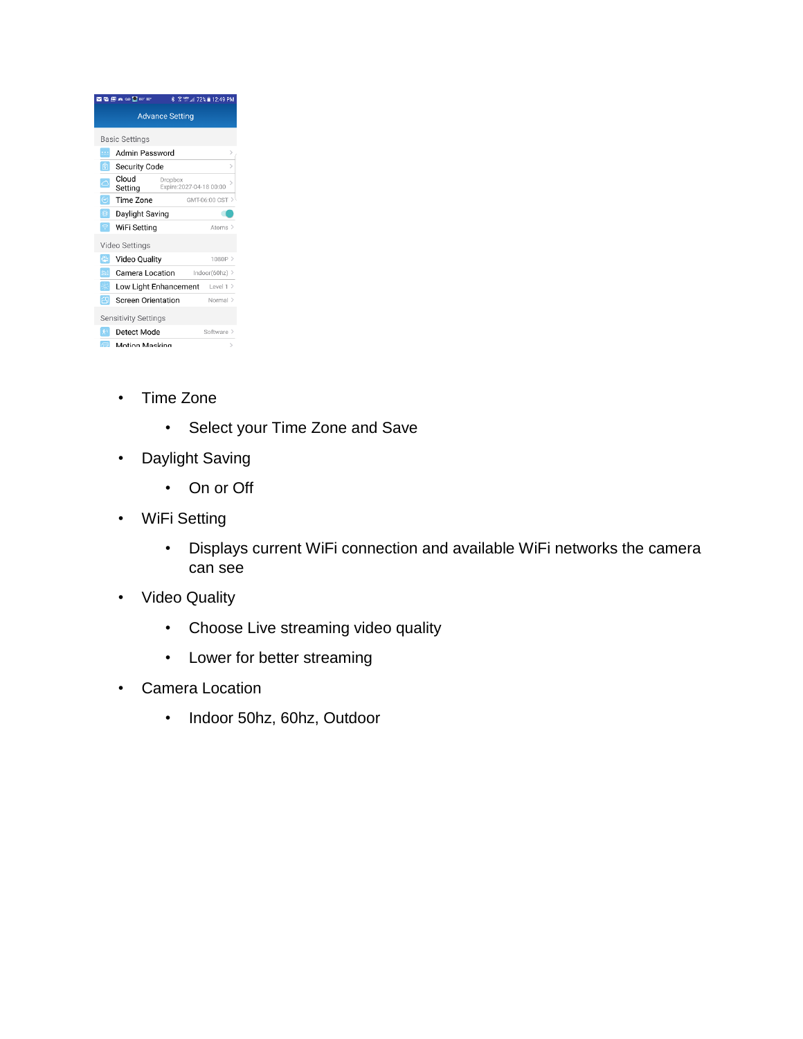- Time Zone
  - Select your Time Zone and Save
- Daylight Saving
  - On or Off
- WiFi Setting
  - Displays current WiFi connection and available WiFi networks the camera can see
- Video Quality
  - Choose Live streaming video quality
  - Lower for better streaming
- Camera Location
  - Indoor 50hz, 60hz, Outdoor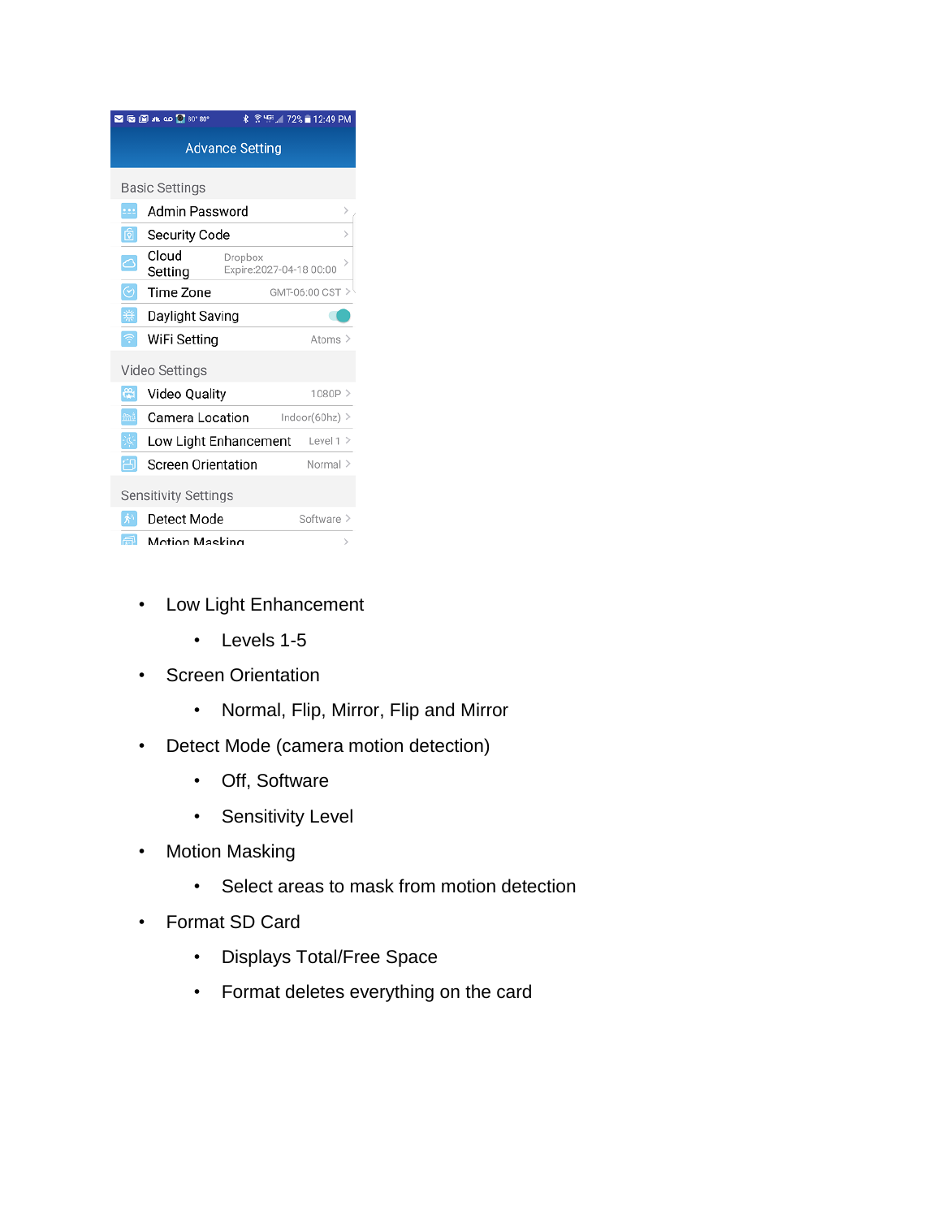- Low Light Enhancement
  - Levels 1-5
- Screen Orientation
  - Normal, Flip, Mirror, Flip and Mirror
- Detect Mode (camera motion detection)
  - Off, Software
  - Sensitivity Level
- Motion Masking
  - Select areas to mask from motion detection
- Format SD Card
  - Displays Total/Free Space
  - Format deletes everything on the card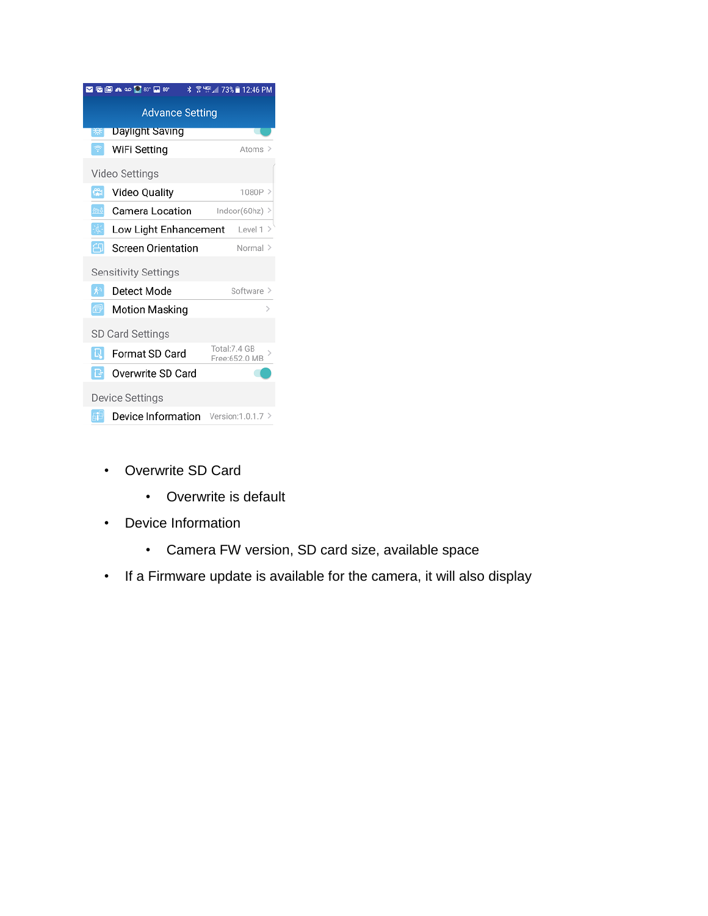Advance Setting

- Daylight Saving
- WiFi Setting — Atoms

Video Settings

- Video Quality — 1080P
- Camera Location — Indoor(60hz)
- Low Light Enhancement — Level 1
- Screen Orientation — Normal

Sensitivity Settings

- Detect Mode — Software
- Motion Masking

SD Card Settings

- Format SD Card — Total:7.4 GB Free:652.0 MB
- Overwrite SD Card

Device Settings

- Device Information — Version:1.0.1.7

- Overwrite SD Card
  - Overwrite is default
- Device Information
  - Camera FW version, SD card size, available space
- If a Firmware update is available for the camera, it will also display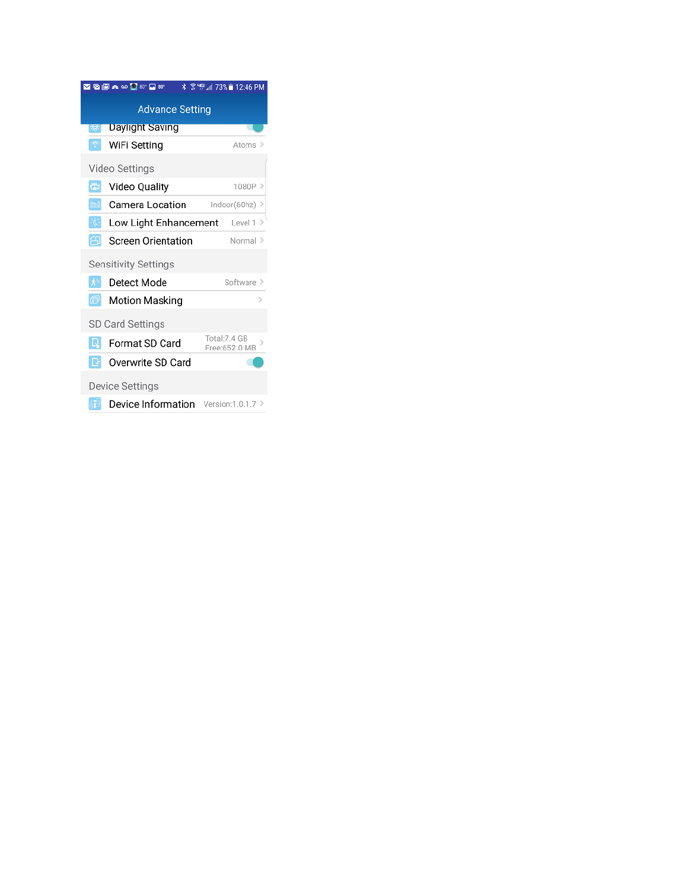Advance Setting

Daylight Saving

WiFi Setting Atoms

Video Settings

Video Quality 1080P

Camera Location Indoor(60hz)

Low Light Enhancement Level 1

Screen Orientation Normal

Sensitivity Settings

Detect Mode Software

Motion Masking

SD Card Settings

Format SD Card Total:7.4 GB Free:652.0 MB

Overwrite SD Card

Device Settings

Device Information Version:1.0.1.7